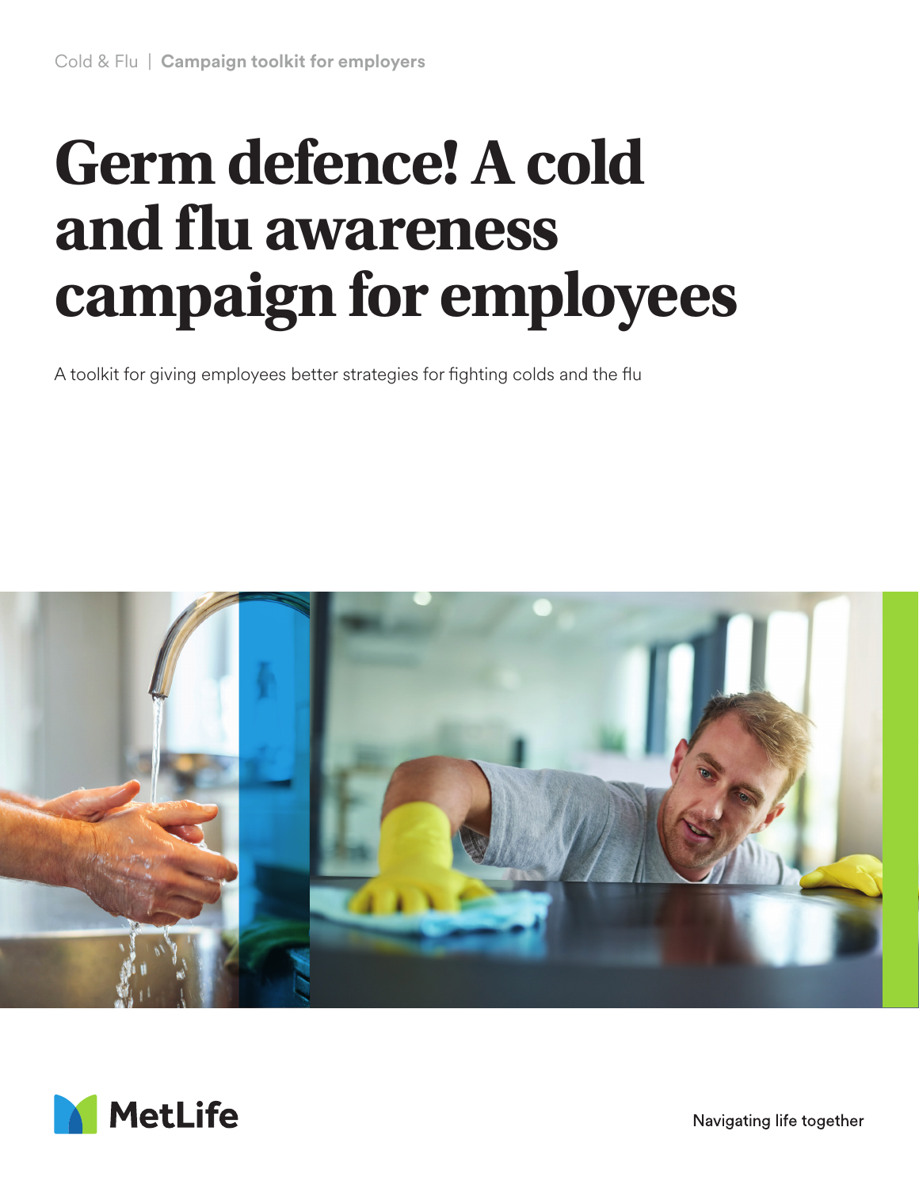Cold & Flu | **Campaign toolkit for employers**

# Germ defence! A cold and flu awareness campaign for employees

A toolkit for giving employees better strategies for fighting colds and the flu

MetLife

Navigating life together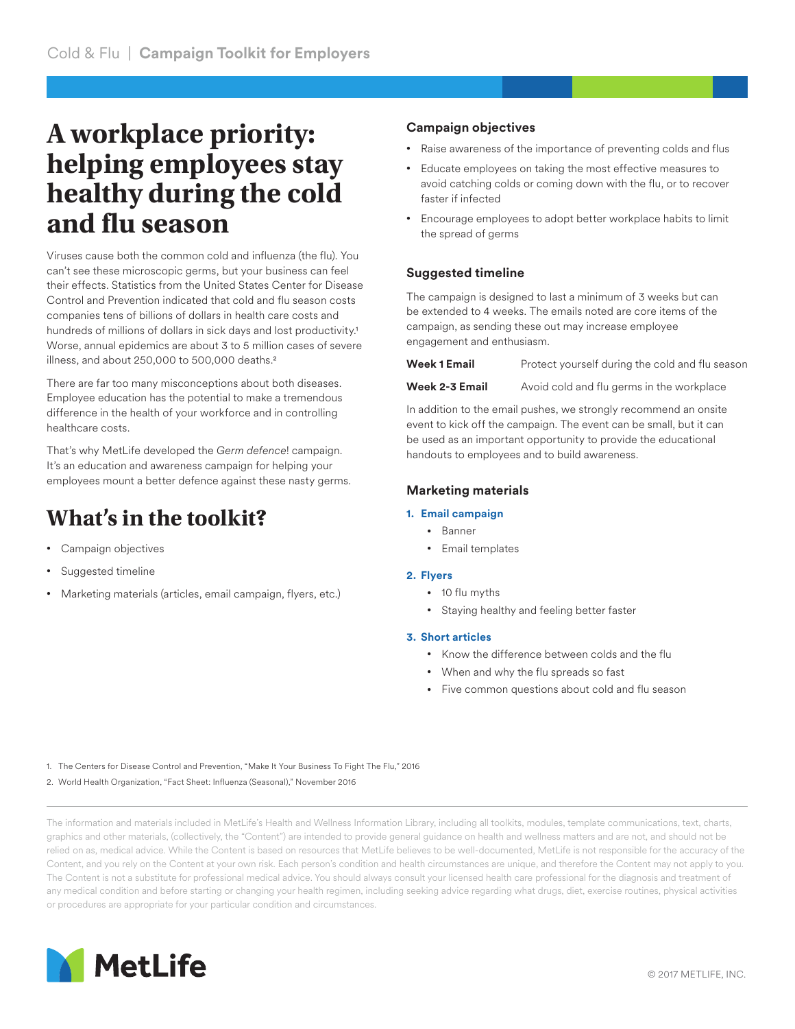# A workplace priority: helping employees stay healthy during the cold and flu season

Viruses cause both the common cold and influenza (the flu). You can't see these microscopic germs, but your business can feel their effects. Statistics from the United States Center for Disease Control and Prevention indicated that cold and flu season costs companies tens of billions of dollars in health care costs and hundreds of millions of dollars in sick days and lost productivity.[1] Worse, annual epidemics are about 3 to 5 million cases of severe illness, and about 250,000 to 500,000 deaths.[2]

There are far too many misconceptions about both diseases. Employee education has the potential to make a tremendous difference in the health of your workforce and in controlling healthcare costs.

That's why MetLife developed the *Germ defence*! campaign. It's an education and awareness campaign for helping your employees mount a better defence against these nasty germs.

## What's in the toolkit?

- Campaign objectives
- Suggested timeline
- Marketing materials (articles, email campaign, flyers, etc.)

### Campaign objectives

- Raise awareness of the importance of preventing colds and flus
- Educate employees on taking the most effective measures to avoid catching colds or coming down with the flu, or to recover faster if infected
- Encourage employees to adopt better workplace habits to limit the spread of germs

### Suggested timeline

The campaign is designed to last a minimum of 3 weeks but can be extended to 4 weeks. The emails noted are core items of the campaign, as sending these out may increase employee engagement and enthusiasm.

| | |
|---|---|
| **Week 1 Email** | Protect yourself during the cold and flu season |
| **Week 2-3 Email** | Avoid cold and flu germs in the workplace |

In addition to the email pushes, we strongly recommend an onsite event to kick off the campaign. The event can be small, but it can be used as an important opportunity to provide the educational handouts to employees and to build awareness.

### Marketing materials

1. **Email campaign**
   - Banner
   - Email templates
2. **Flyers**
   - 10 flu myths
   - Staying healthy and feeling better faster
3. **Short articles**
   - Know the difference between colds and the flu
   - When and why the flu spreads so fast
   - Five common questions about cold and flu season

1. The Centers for Disease Control and Prevention, "Make It Your Business To Fight The Flu," 2016
2. World Health Organization, "Fact Sheet: Influenza (Seasonal)," November 2016

The information and materials included in MetLife's Health and Wellness Information Library, including all toolkits, modules, template communications, text, charts, graphics and other materials, (collectively, the "Content") are intended to provide general guidance on health and wellness matters and are not, and should not be relied on as, medical advice. While the Content is based on resources that MetLife believes to be well-documented, MetLife is not responsible for the accuracy of the Content, and you rely on the Content at your own risk. Each person's condition and health circumstances are unique, and therefore the Content may not apply to you. The Content is not a substitute for professional medical advice. You should always consult your licensed health care professional for the diagnosis and treatment of any medical condition and before starting or changing your health regimen, including seeking advice regarding what drugs, diet, exercise routines, physical activities or procedures are appropriate for your particular condition and circumstances.

MetLife

© 2017 METLIFE, INC.